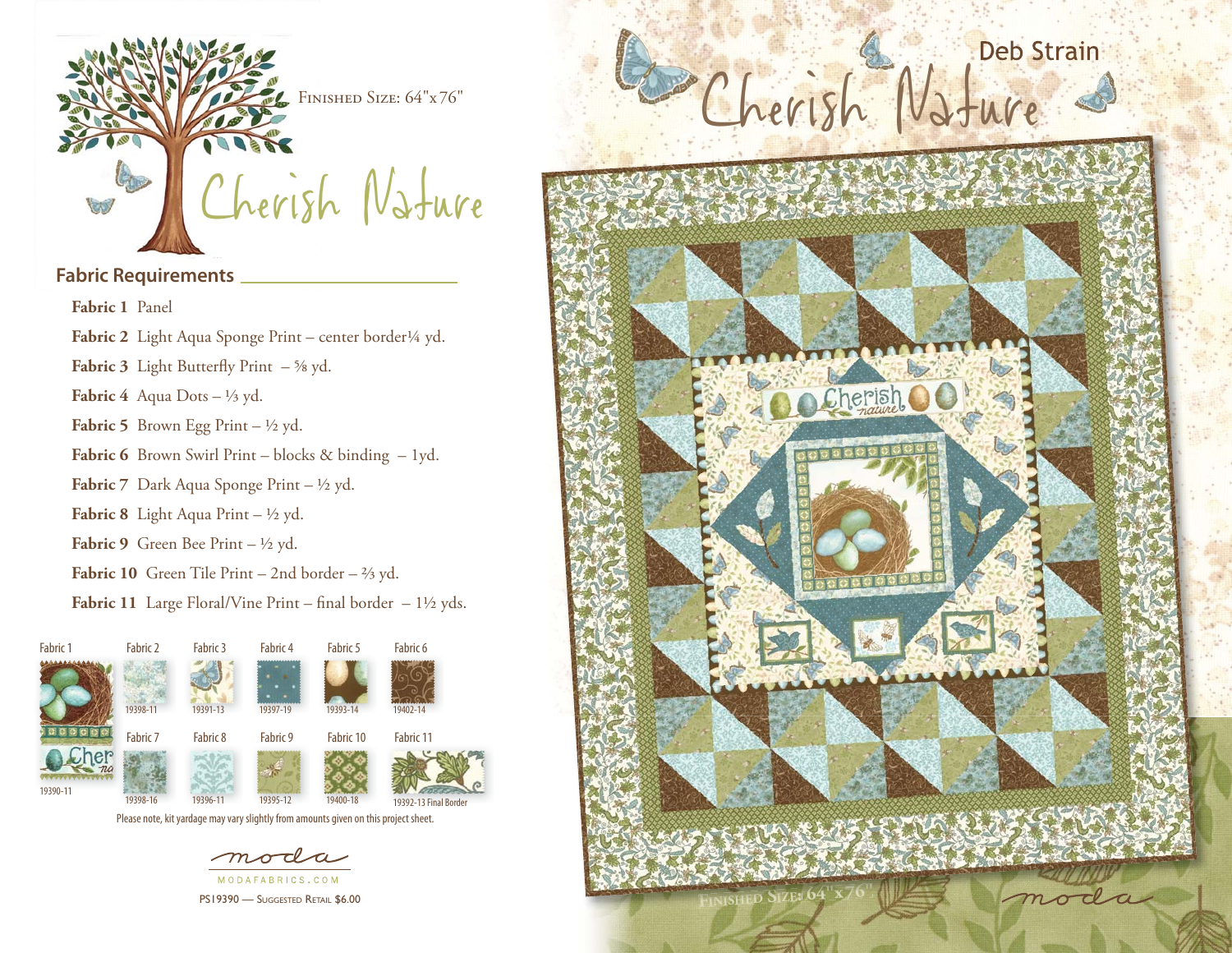Finished Size: 64"x76"

# Cherish Nature

## Fabric Requirements

**Fabric 1** Panel

**Fabric 2** Light Aqua Sponge Print – center border¼ yd.

**Fabric 3** Light Butterfly Print – ⅝ yd.

**Fabric 4** Aqua Dots – ⅓ yd.

**Fabric 5** Brown Egg Print – ½ yd.

**Fabric 6** Brown Swirl Print – blocks & binding – 1yd.

**Fabric 7** Dark Aqua Sponge Print – ½ yd.

**Fabric 8** Light Aqua Print – ½ yd.

**Fabric 9** Green Bee Print – ½ yd.

**Fabric 10** Green Tile Print – 2nd border – ⅔ yd.

**Fabric 11** Large Floral/Vine Print – final border – 1½ yds.

| Fabric | Number |
|---|---|
| Fabric 1 | 19390-11 |
| Fabric 2 | 19398-11 |
| Fabric 3 | 19391-13 |
| Fabric 4 | 19397-19 |
| Fabric 5 | 19393-14 |
| Fabric 6 | 19402-14 |
| Fabric 7 | 19398-16 |
| Fabric 8 | 19396-11 |
| Fabric 9 | 19395-12 |
| Fabric 10 | 19400-18 |
| Fabric 11 | 19392-13 Final Border |

Please note, kit yardage may vary slightly from amounts given on this project sheet.

moda

MODAFABRICS.COM

PS19390 — Suggested Retail $6.00

Deb Strain

# Cherish Nature

Finished Size: 64"x76"

moda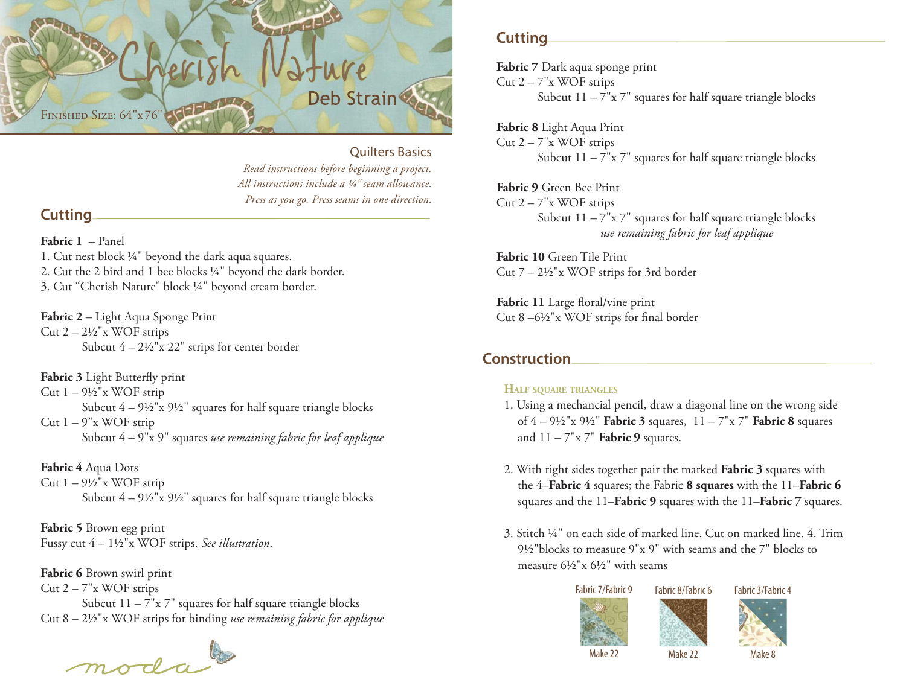# Cherish Nature

Deb Strain

FINISHED SIZE: 64"x76"

### Quilters Basics

*Read instructions before beginning a project.*
*All instructions include a ¼" seam allowance.*
*Press as you go. Press seams in one direction.*

## Cutting

**Fabric 1** – Panel

1. Cut nest block ¼" beyond the dark aqua squares.
2. Cut the 2 bird and 1 bee blocks ¼" beyond the dark border.
3. Cut "Cherish Nature" block ¼" beyond cream border.

**Fabric 2** – Light Aqua Sponge Print
Cut 2 – 2½"x WOF strips
 Subcut 4 – 2½"x 22" strips for center border

**Fabric 3** Light Butterfly print
Cut 1 – 9½"x WOF strip
 Subcut 4 – 9½"x 9½" squares for half square triangle blocks
Cut 1 – 9"x WOF strip
 Subcut 4 – 9"x 9" squares *use remaining fabric for leaf applique*

**Fabric 4** Aqua Dots
Cut 1 – 9½"x WOF strip
 Subcut 4 – 9½"x 9½" squares for half square triangle blocks

**Fabric 5** Brown egg print
Fussy cut 4 – 1½"x WOF strips. *See illustration*.

**Fabric 6** Brown swirl print
Cut 2 – 7"x WOF strips
 Subcut 11 – 7"x 7" squares for half square triangle blocks
Cut 8 – 2½"x WOF strips for binding *use remaining fabric for applique*

moda

## Cutting

**Fabric 7** Dark aqua sponge print
Cut 2 – 7"x WOF strips
 Subcut 11 – 7"x 7" squares for half square triangle blocks

**Fabric 8** Light Aqua Print
Cut 2 – 7"x WOF strips
 Subcut 11 – 7"x 7" squares for half square triangle blocks

**Fabric 9** Green Bee Print
Cut 2 – 7"x WOF strips
 Subcut 11 – 7"x 7" squares for half square triangle blocks
 *use remaining fabric for leaf applique*

**Fabric 10** Green Tile Print
Cut 7 – 2½"x WOF strips for 3rd border

**Fabric 11** Large floral/vine print
Cut 8 –6½"x WOF strips for final border

## Construction

### Half square triangles

1. Using a mechancial pencil, draw a diagonal line on the wrong side of 4 – 9½"x 9½" **Fabric 3** squares, 11 – 7"x 7" **Fabric 8** squares and 11 – 7"x 7" **Fabric 9** squares.

2. With right sides together pair the marked **Fabric 3** squares with the 4–**Fabric 4** squares; the Fabric **8 squares** with the 11–**Fabric 6** squares and the 11–**Fabric 9** squares with the 11–**Fabric 7** squares.

3. Stitch ¼" on each side of marked line. Cut on marked line. 4. Trim 9½"blocks to measure 9"x 9" with seams and the 7" blocks to measure 6½"x 6½" with seams

Fabric 7/Fabric 9 — Make 22

Fabric 8/Fabric 6 — Make 22

Fabric 3/Fabric 4 — Make 8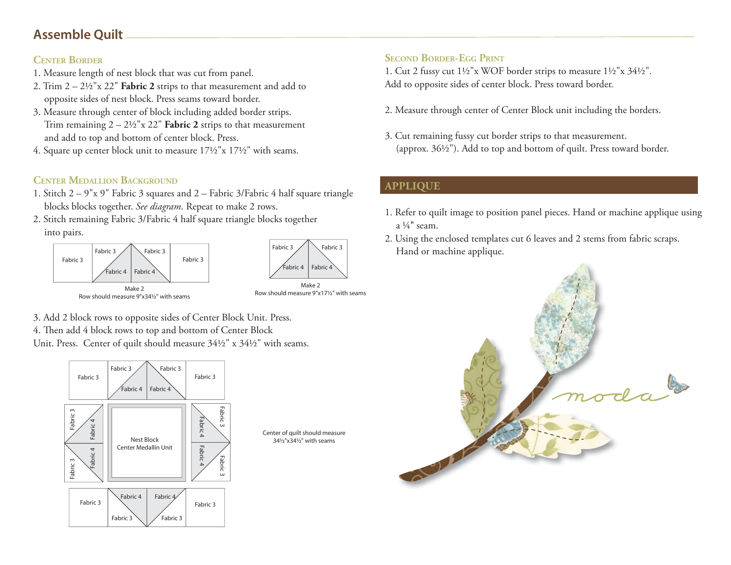## Assemble Quilt

### Center Border

1. Measure length of nest block that was cut from panel.
2. Trim 2 – 2½"x 22" **Fabric 2** strips to that measurement and add to opposite sides of nest block. Press seams toward border.
3. Measure through center of block including added border strips. Trim remaining 2 – 2½"x 22" **Fabric 2** strips to that measurement and add to top and bottom of center block. Press.
4. Square up center block unit to measure 17½"x 17½" with seams.

### Center Medallion Background

1. Stitch 2 – 9"x 9" Fabric 3 squares and 2 – Fabric 3/Fabric 4 half square triangle blocks blocks together. *See diagram*. Repeat to make 2 rows.
2. Stitch remaining Fabric 3/Fabric 4 half square triangle blocks together into pairs.

Fabric 3 | Fabric 3 / Fabric 4 | Fabric 3 / Fabric 4 | Fabric 3

Make 2
Row should measure 9"x34½" with seams

Fabric 3 / Fabric 4 | Fabric 3 / Fabric 4

Make 2
Row should measure 9"x17½" with seams

3. Add 2 block rows to opposite sides of Center Block Unit. Press.
4. Then add 4 block rows to top and bottom of Center Block Unit. Press. Center of quilt should measure 34½" x 34½" with seams.

Nest Block
Center Medallin Unit

Center of quilt should measure 34½"x34½" with seams

### Second Border-Egg Print

1. Cut 2 fussy cut 1½"x WOF border strips to measure 1½"x 34½". Add to opposite sides of center block. Press toward border.

2. Measure through center of Center Block unit including the borders.

3. Cut remaining fussy cut border strips to that measurement. (approx. 36½"). Add to top and bottom of quilt. Press toward border.

## APPLIQUE

1. Refer to quilt image to position panel pieces. Hand or machine applique using a ¼" seam.
2. Using the enclosed templates cut 6 leaves and 2 stems from fabric scraps. Hand or machine applique.

moda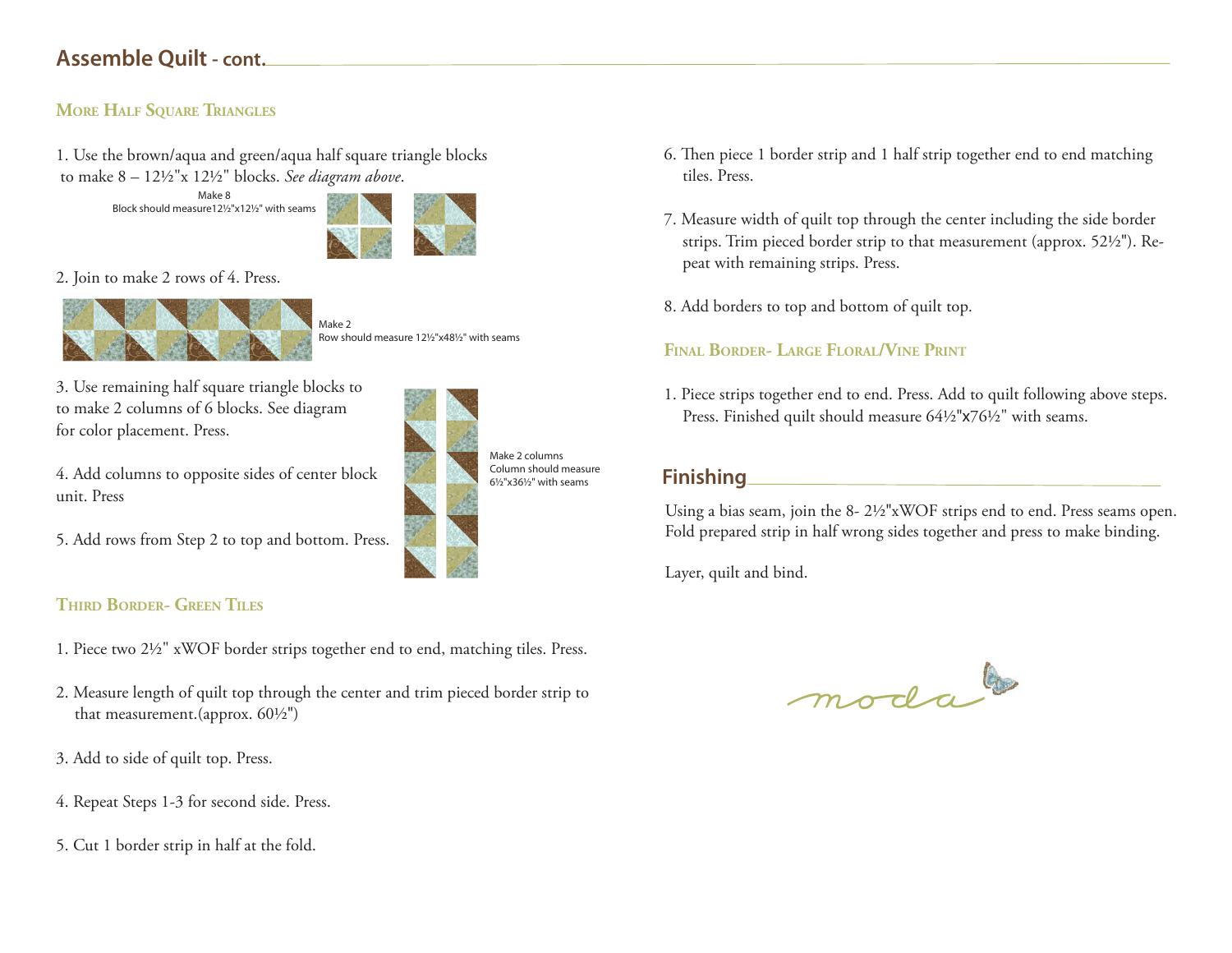## Assemble Quilt - cont.

### More Half Square Triangles

1. Use the brown/aqua and green/aqua half square triangle blocks to make 8 – 12½"x 12½" blocks. *See diagram above*.

Make 8
Block should measure12½"x12½" with seams

2. Join to make 2 rows of 4. Press.

Make 2
Row should measure 12½"x48½" with seams

3. Use remaining half square triangle blocks to to make 2 columns of 6 blocks. See diagram for color placement. Press.

4. Add columns to opposite sides of center block unit. Press

5. Add rows from Step 2 to top and bottom. Press.

Make 2 columns
Column should measure 6½"x36½" with seams

### Third Border- Green Tiles

1. Piece two 2½" xWOF border strips together end to end, matching tiles. Press.

2. Measure length of quilt top through the center and trim pieced border strip to that measurement.(approx. 60½")

3. Add to side of quilt top. Press.

4. Repeat Steps 1-3 for second side. Press.

5. Cut 1 border strip in half at the fold.

6. Then piece 1 border strip and 1 half strip together end to end matching tiles. Press.

7. Measure width of quilt top through the center including the side border strips. Trim pieced border strip to that measurement (approx. 52½"). Repeat with remaining strips. Press.

8. Add borders to top and bottom of quilt top.

### Final Border- Large Floral/Vine Print

1. Piece strips together end to end. Press. Add to quilt following above steps. Press. Finished quilt should measure 64½"x76½" with seams.

## Finishing

Using a bias seam, join the 8- 2½"xWOF strips end to end. Press seams open. Fold prepared strip in half wrong sides together and press to make binding.

Layer, quilt and bind.

moda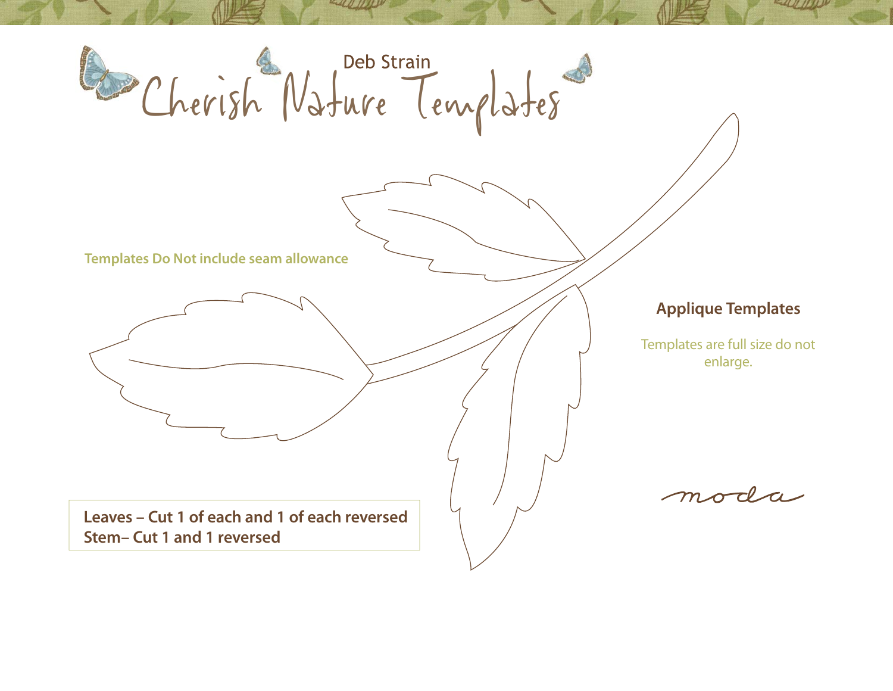Deb Strain

# Cherish Nature Templates

Templates Do Not include seam allowance

## Applique Templates

Templates are full size do not enlarge.

**Leaves – Cut 1 of each and 1 of each reversed**
**Stem– Cut 1 and 1 reversed**

moda